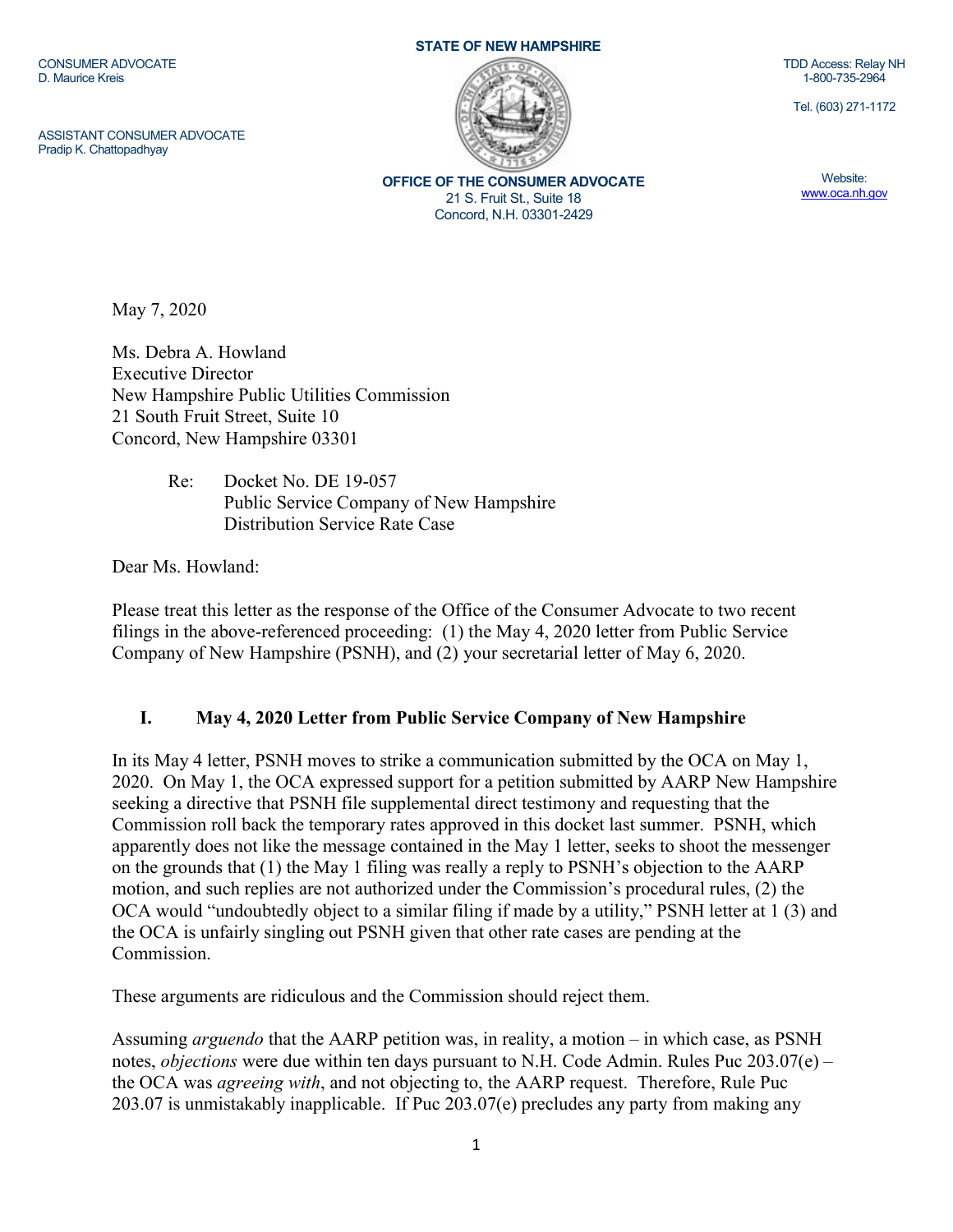CONSUMER ADVOCATE
D. Maurice Kreis

ASSISTANT CONSUMER ADVOCATE
Pradip K. Chattopadhyay

**STATE OF NEW HAMPSHIRE**

**OFFICE OF THE CONSUMER ADVOCATE**
21 S. Fruit St., Suite 18
Concord, N.H. 03301-2429

TDD Access: Relay NH
1-800-735-2964

Tel. (603) 271-1172

Website:
www.oca.nh.gov

May 7, 2020

Ms. Debra A. Howland
Executive Director
New Hampshire Public Utilities Commission
21 South Fruit Street, Suite 10
Concord, New Hampshire 03301

Re: Docket No. DE 19-057
Public Service Company of New Hampshire
Distribution Service Rate Case

Dear Ms. Howland:

Please treat this letter as the response of the Office of the Consumer Advocate to two recent filings in the above-referenced proceeding: (1) the May 4, 2020 letter from Public Service Company of New Hampshire (PSNH), and (2) your secretarial letter of May 6, 2020.

## I. May 4, 2020 Letter from Public Service Company of New Hampshire

In its May 4 letter, PSNH moves to strike a communication submitted by the OCA on May 1, 2020. On May 1, the OCA expressed support for a petition submitted by AARP New Hampshire seeking a directive that PSNH file supplemental direct testimony and requesting that the Commission roll back the temporary rates approved in this docket last summer. PSNH, which apparently does not like the message contained in the May 1 letter, seeks to shoot the messenger on the grounds that (1) the May 1 filing was really a reply to PSNH's objection to the AARP motion, and such replies are not authorized under the Commission's procedural rules, (2) the OCA would "undoubtedly object to a similar filing if made by a utility," PSNH letter at 1 (3) and the OCA is unfairly singling out PSNH given that other rate cases are pending at the Commission.

These arguments are ridiculous and the Commission should reject them.

Assuming *arguendo* that the AARP petition was, in reality, a motion – in which case, as PSNH notes, *objections* were due within ten days pursuant to N.H. Code Admin. Rules Puc 203.07(e) – the OCA was *agreeing with*, and not objecting to, the AARP request. Therefore, Rule Puc 203.07 is unmistakably inapplicable. If Puc 203.07(e) precludes any party from making any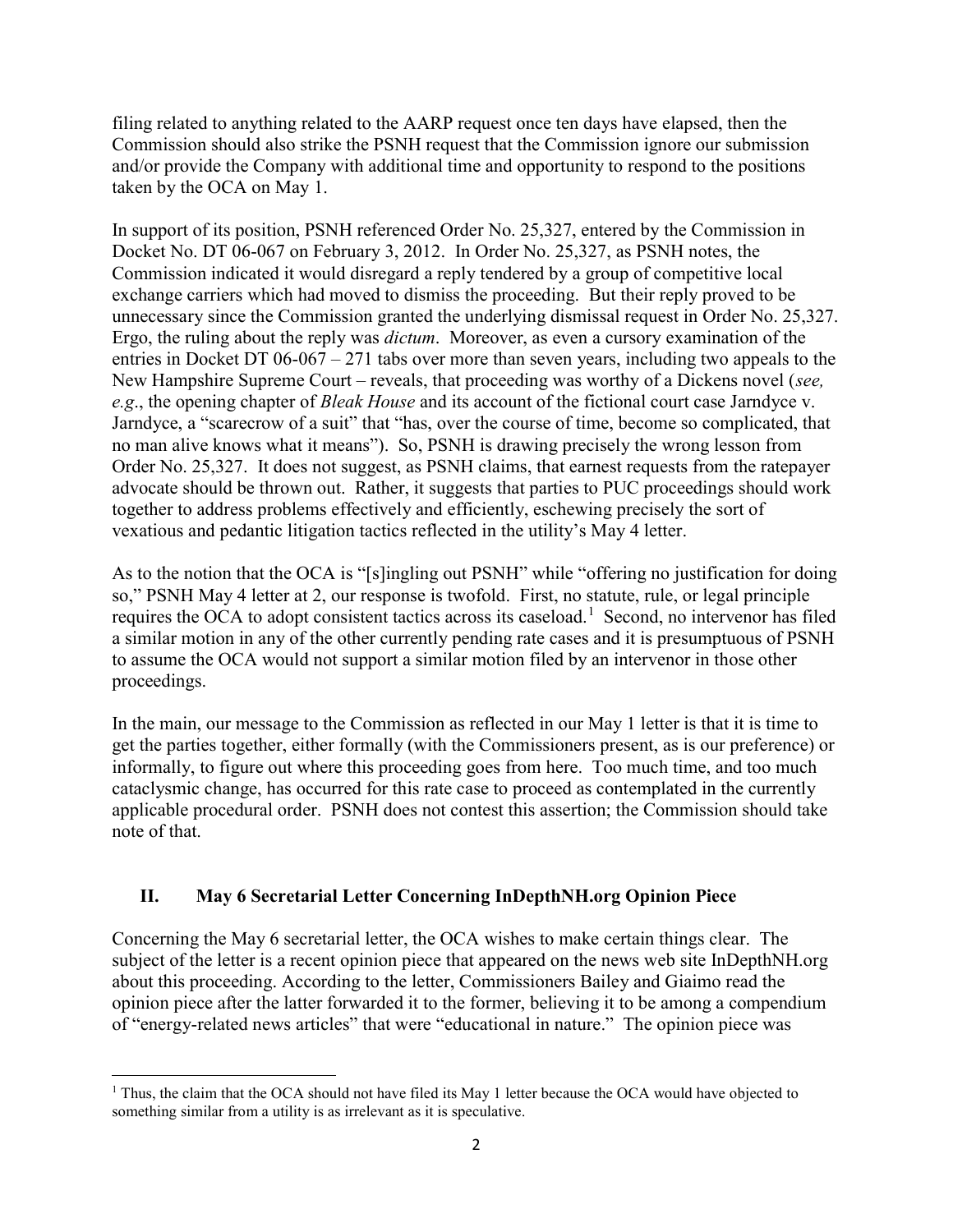filing related to anything related to the AARP request once ten days have elapsed, then the Commission should also strike the PSNH request that the Commission ignore our submission and/or provide the Company with additional time and opportunity to respond to the positions taken by the OCA on May 1.

In support of its position, PSNH referenced Order No. 25,327, entered by the Commission in Docket No. DT 06-067 on February 3, 2012. In Order No. 25,327, as PSNH notes, the Commission indicated it would disregard a reply tendered by a group of competitive local exchange carriers which had moved to dismiss the proceeding. But their reply proved to be unnecessary since the Commission granted the underlying dismissal request in Order No. 25,327. Ergo, the ruling about the reply was *dictum*. Moreover, as even a cursory examination of the entries in Docket DT 06-067 – 271 tabs over more than seven years, including two appeals to the New Hampshire Supreme Court – reveals, that proceeding was worthy of a Dickens novel (*see, e.g*., the opening chapter of *Bleak House* and its account of the fictional court case Jarndyce v. Jarndyce, a "scarecrow of a suit" that "has, over the course of time, become so complicated, that no man alive knows what it means"). So, PSNH is drawing precisely the wrong lesson from Order No. 25,327. It does not suggest, as PSNH claims, that earnest requests from the ratepayer advocate should be thrown out. Rather, it suggests that parties to PUC proceedings should work together to address problems effectively and efficiently, eschewing precisely the sort of vexatious and pedantic litigation tactics reflected in the utility's May 4 letter.

As to the notion that the OCA is "[s]ingling out PSNH" while "offering no justification for doing so," PSNH May 4 letter at 2, our response is twofold. First, no statute, rule, or legal principle requires the OCA to adopt consistent tactics across its caseload.[1] Second, no intervenor has filed a similar motion in any of the other currently pending rate cases and it is presumptuous of PSNH to assume the OCA would not support a similar motion filed by an intervenor in those other proceedings.

In the main, our message to the Commission as reflected in our May 1 letter is that it is time to get the parties together, either formally (with the Commissioners present, as is our preference) or informally, to figure out where this proceeding goes from here. Too much time, and too much cataclysmic change, has occurred for this rate case to proceed as contemplated in the currently applicable procedural order. PSNH does not contest this assertion; the Commission should take note of that.

## II. May 6 Secretarial Letter Concerning InDepthNH.org Opinion Piece

Concerning the May 6 secretarial letter, the OCA wishes to make certain things clear. The subject of the letter is a recent opinion piece that appeared on the news web site InDepthNH.org about this proceeding. According to the letter, Commissioners Bailey and Giaimo read the opinion piece after the latter forwarded it to the former, believing it to be among a compendium of "energy-related news articles" that were "educational in nature." The opinion piece was

[1] Thus, the claim that the OCA should not have filed its May 1 letter because the OCA would have objected to something similar from a utility is as irrelevant as it is speculative.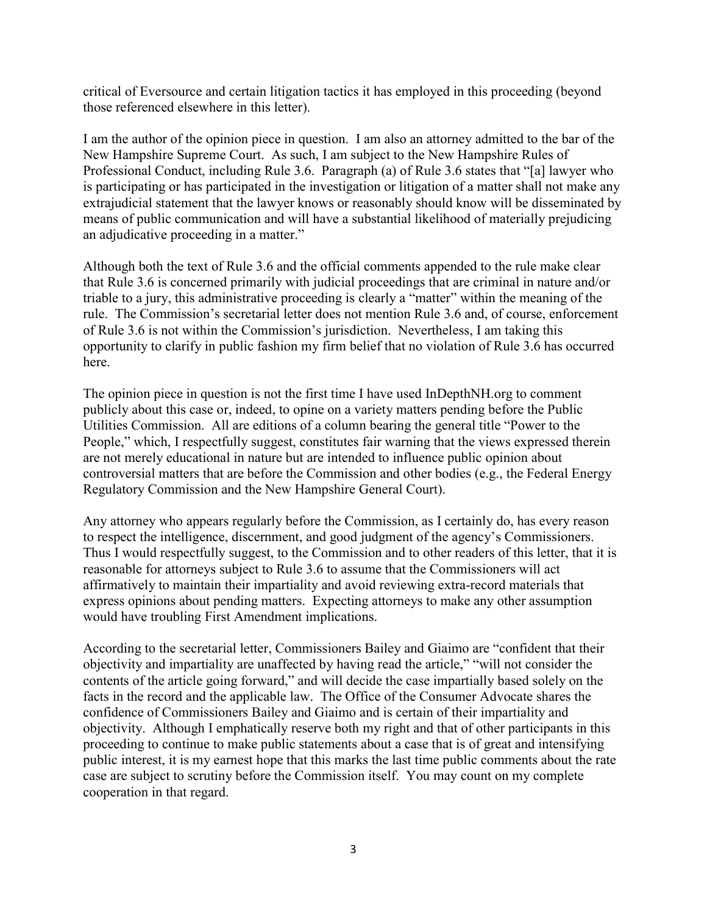critical of Eversource and certain litigation tactics it has employed in this proceeding (beyond those referenced elsewhere in this letter).

I am the author of the opinion piece in question. I am also an attorney admitted to the bar of the New Hampshire Supreme Court. As such, I am subject to the New Hampshire Rules of Professional Conduct, including Rule 3.6. Paragraph (a) of Rule 3.6 states that "[a] lawyer who is participating or has participated in the investigation or litigation of a matter shall not make any extrajudicial statement that the lawyer knows or reasonably should know will be disseminated by means of public communication and will have a substantial likelihood of materially prejudicing an adjudicative proceeding in a matter."

Although both the text of Rule 3.6 and the official comments appended to the rule make clear that Rule 3.6 is concerned primarily with judicial proceedings that are criminal in nature and/or triable to a jury, this administrative proceeding is clearly a "matter" within the meaning of the rule. The Commission's secretarial letter does not mention Rule 3.6 and, of course, enforcement of Rule 3.6 is not within the Commission's jurisdiction. Nevertheless, I am taking this opportunity to clarify in public fashion my firm belief that no violation of Rule 3.6 has occurred here.

The opinion piece in question is not the first time I have used InDepthNH.org to comment publicly about this case or, indeed, to opine on a variety matters pending before the Public Utilities Commission. All are editions of a column bearing the general title "Power to the People," which, I respectfully suggest, constitutes fair warning that the views expressed therein are not merely educational in nature but are intended to influence public opinion about controversial matters that are before the Commission and other bodies (e.g., the Federal Energy Regulatory Commission and the New Hampshire General Court).

Any attorney who appears regularly before the Commission, as I certainly do, has every reason to respect the intelligence, discernment, and good judgment of the agency's Commissioners. Thus I would respectfully suggest, to the Commission and to other readers of this letter, that it is reasonable for attorneys subject to Rule 3.6 to assume that the Commissioners will act affirmatively to maintain their impartiality and avoid reviewing extra-record materials that express opinions about pending matters. Expecting attorneys to make any other assumption would have troubling First Amendment implications.

According to the secretarial letter, Commissioners Bailey and Giaimo are "confident that their objectivity and impartiality are unaffected by having read the article," "will not consider the contents of the article going forward," and will decide the case impartially based solely on the facts in the record and the applicable law. The Office of the Consumer Advocate shares the confidence of Commissioners Bailey and Giaimo and is certain of their impartiality and objectivity. Although I emphatically reserve both my right and that of other participants in this proceeding to continue to make public statements about a case that is of great and intensifying public interest, it is my earnest hope that this marks the last time public comments about the rate case are subject to scrutiny before the Commission itself. You may count on my complete cooperation in that regard.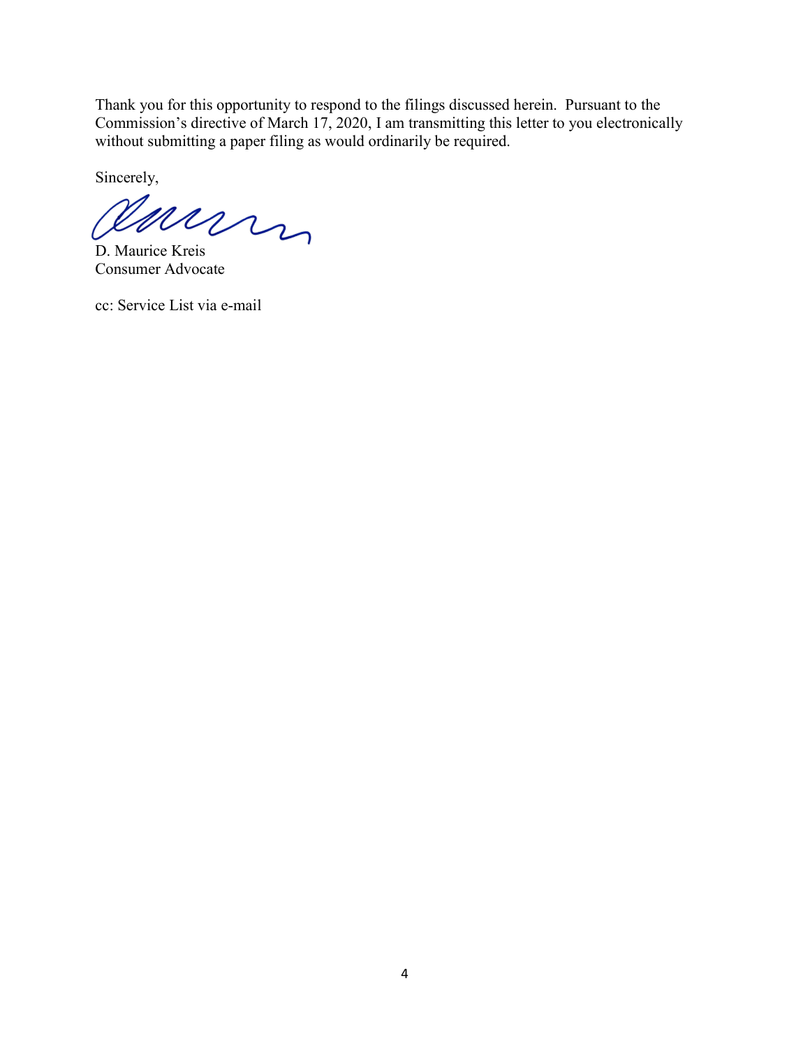Thank you for this opportunity to respond to the filings discussed herein. Pursuant to the Commission's directive of March 17, 2020, I am transmitting this letter to you electronically without submitting a paper filing as would ordinarily be required.

Sincerely,

D. Maurice Kreis
Consumer Advocate

cc: Service List via e-mail